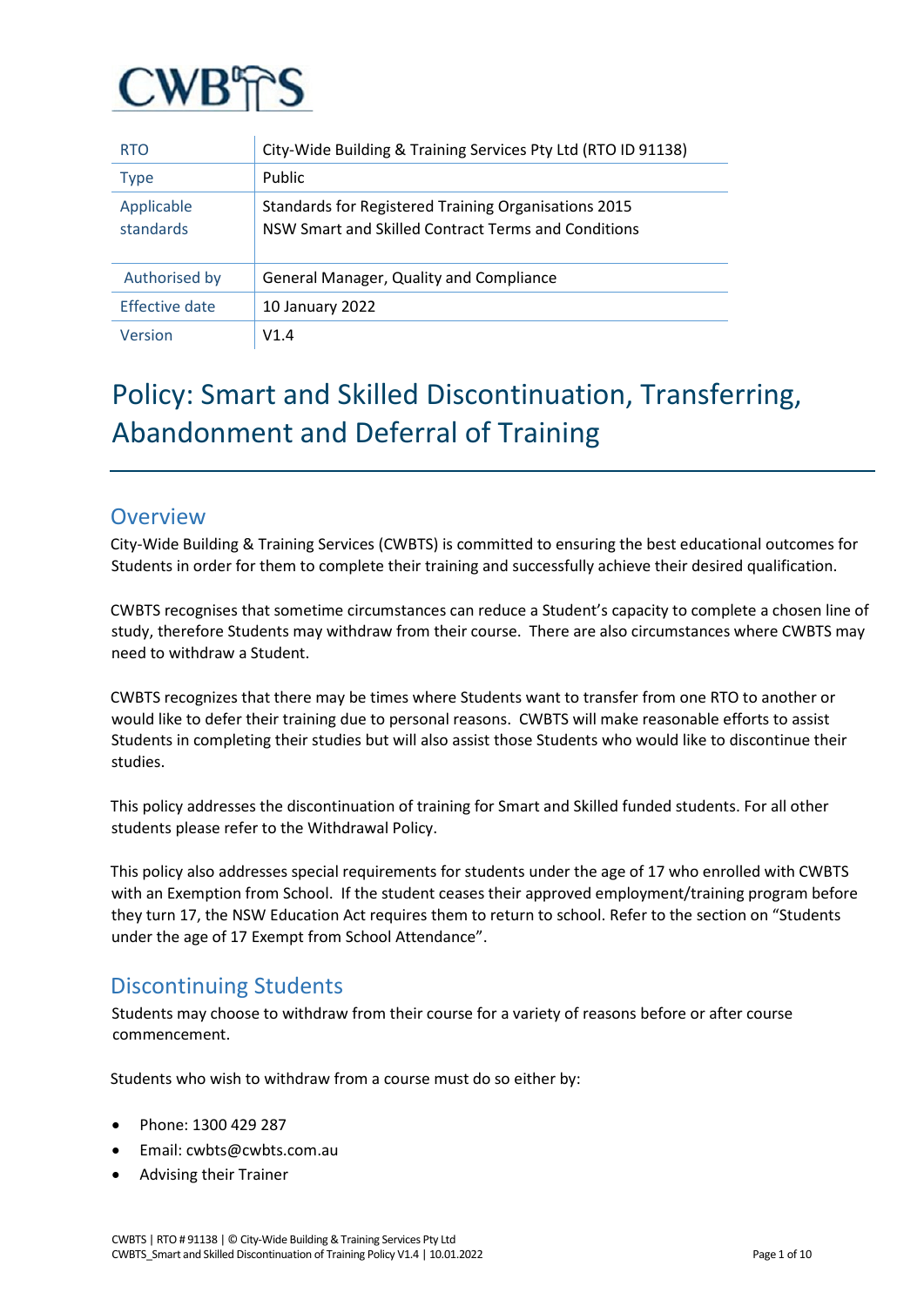CWBTS

| RTO | City-Wide Building & Training Services Pty Ltd (RTO ID 91138) |
|---|---|
| Type | Public |
| Applicable standards | Standards for Registered Training Organisations 2015<br>NSW Smart and Skilled Contract Terms and Conditions |
| Authorised by | General Manager, Quality and Compliance |
| Effective date | 10 January 2022 |
| Version | V1.4 |

# Policy: Smart and Skilled Discontinuation, Transferring, Abandonment and Deferral of Training

## Overview

City-Wide Building & Training Services (CWBTS) is committed to ensuring the best educational outcomes for Students in order for them to complete their training and successfully achieve their desired qualification.

CWBTS recognises that sometime circumstances can reduce a Student's capacity to complete a chosen line of study, therefore Students may withdraw from their course. There are also circumstances where CWBTS may need to withdraw a Student.

CWBTS recognizes that there may be times where Students want to transfer from one RTO to another or would like to defer their training due to personal reasons. CWBTS will make reasonable efforts to assist Students in completing their studies but will also assist those Students who would like to discontinue their studies.

This policy addresses the discontinuation of training for Smart and Skilled funded students. For all other students please refer to the Withdrawal Policy.

This policy also addresses special requirements for students under the age of 17 who enrolled with CWBTS with an Exemption from School. If the student ceases their approved employment/training program before they turn 17, the NSW Education Act requires them to return to school. Refer to the section on "Students under the age of 17 Exempt from School Attendance".

## Discontinuing Students

Students may choose to withdraw from their course for a variety of reasons before or after course commencement.

Students who wish to withdraw from a course must do so either by:

- Phone: 1300 429 287
- Email: cwbts@cwbts.com.au
- Advising their Trainer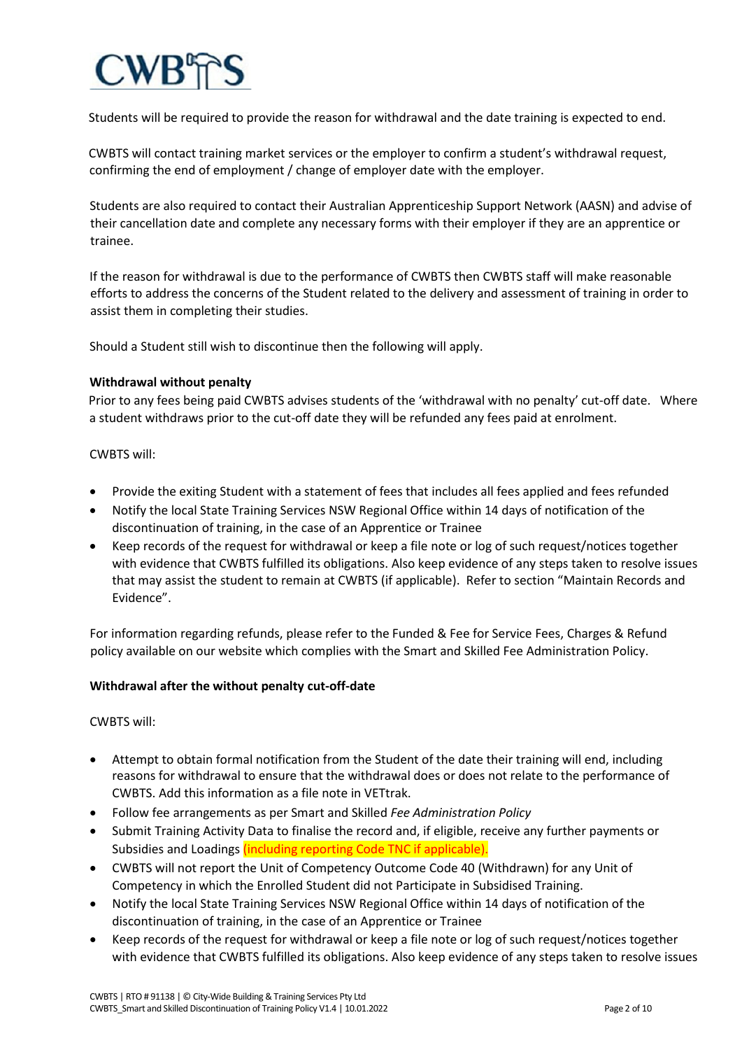Students will be required to provide the reason for withdrawal and the date training is expected to end.

CWBTS will contact training market services or the employer to confirm a student's withdrawal request, confirming the end of employment / change of employer date with the employer.

Students are also required to contact their Australian Apprenticeship Support Network (AASN) and advise of their cancellation date and complete any necessary forms with their employer if they are an apprentice or trainee.

If the reason for withdrawal is due to the performance of CWBTS then CWBTS staff will make reasonable efforts to address the concerns of the Student related to the delivery and assessment of training in order to assist them in completing their studies.

Should a Student still wish to discontinue then the following will apply.

**Withdrawal without penalty**

Prior to any fees being paid CWBTS advises students of the 'withdrawal with no penalty' cut-off date. Where a student withdraws prior to the cut-off date they will be refunded any fees paid at enrolment.

CWBTS will:

- Provide the exiting Student with a statement of fees that includes all fees applied and fees refunded
- Notify the local State Training Services NSW Regional Office within 14 days of notification of the discontinuation of training, in the case of an Apprentice or Trainee
- Keep records of the request for withdrawal or keep a file note or log of such request/notices together with evidence that CWBTS fulfilled its obligations. Also keep evidence of any steps taken to resolve issues that may assist the student to remain at CWBTS (if applicable). Refer to section "Maintain Records and Evidence".

For information regarding refunds, please refer to the Funded & Fee for Service Fees, Charges & Refund policy available on our website which complies with the Smart and Skilled Fee Administration Policy.

**Withdrawal after the without penalty cut-off-date**

CWBTS will:

- Attempt to obtain formal notification from the Student of the date their training will end, including reasons for withdrawal to ensure that the withdrawal does or does not relate to the performance of CWBTS. Add this information as a file note in VETtrak.
- Follow fee arrangements as per Smart and Skilled *Fee Administration Policy*
- Submit Training Activity Data to finalise the record and, if eligible, receive any further payments or Subsidies and Loadings (including reporting Code TNC if applicable).
- CWBTS will not report the Unit of Competency Outcome Code 40 (Withdrawn) for any Unit of Competency in which the Enrolled Student did not Participate in Subsidised Training.
- Notify the local State Training Services NSW Regional Office within 14 days of notification of the discontinuation of training, in the case of an Apprentice or Trainee
- Keep records of the request for withdrawal or keep a file note or log of such request/notices together with evidence that CWBTS fulfilled its obligations. Also keep evidence of any steps taken to resolve issues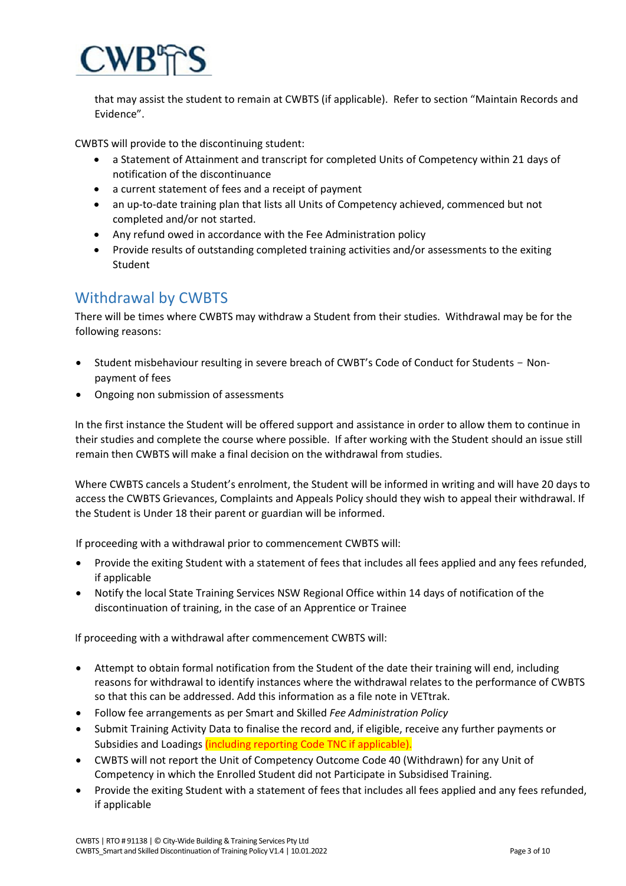that may assist the student to remain at CWBTS (if applicable). Refer to section "Maintain Records and Evidence".

CWBTS will provide to the discontinuing student:

- a Statement of Attainment and transcript for completed Units of Competency within 21 days of notification of the discontinuance
- a current statement of fees and a receipt of payment
- an up-to-date training plan that lists all Units of Competency achieved, commenced but not completed and/or not started.
- Any refund owed in accordance with the Fee Administration policy
- Provide results of outstanding completed training activities and/or assessments to the exiting Student

## Withdrawal by CWBTS

There will be times where CWBTS may withdraw a Student from their studies. Withdrawal may be for the following reasons:

- Student misbehaviour resulting in severe breach of CWBT's Code of Conduct for Students − Non-payment of fees
- Ongoing non submission of assessments

In the first instance the Student will be offered support and assistance in order to allow them to continue in their studies and complete the course where possible. If after working with the Student should an issue still remain then CWBTS will make a final decision on the withdrawal from studies.

Where CWBTS cancels a Student's enrolment, the Student will be informed in writing and will have 20 days to access the CWBTS Grievances, Complaints and Appeals Policy should they wish to appeal their withdrawal. If the Student is Under 18 their parent or guardian will be informed.

If proceeding with a withdrawal prior to commencement CWBTS will:

- Provide the exiting Student with a statement of fees that includes all fees applied and any fees refunded, if applicable
- Notify the local State Training Services NSW Regional Office within 14 days of notification of the discontinuation of training, in the case of an Apprentice or Trainee

If proceeding with a withdrawal after commencement CWBTS will:

- Attempt to obtain formal notification from the Student of the date their training will end, including reasons for withdrawal to identify instances where the withdrawal relates to the performance of CWBTS so that this can be addressed. Add this information as a file note in VETtrak.
- Follow fee arrangements as per Smart and Skilled *Fee Administration Policy*
- Submit Training Activity Data to finalise the record and, if eligible, receive any further payments or Subsidies and Loadings (including reporting Code TNC if applicable).
- CWBTS will not report the Unit of Competency Outcome Code 40 (Withdrawn) for any Unit of Competency in which the Enrolled Student did not Participate in Subsidised Training.
- Provide the exiting Student with a statement of fees that includes all fees applied and any fees refunded, if applicable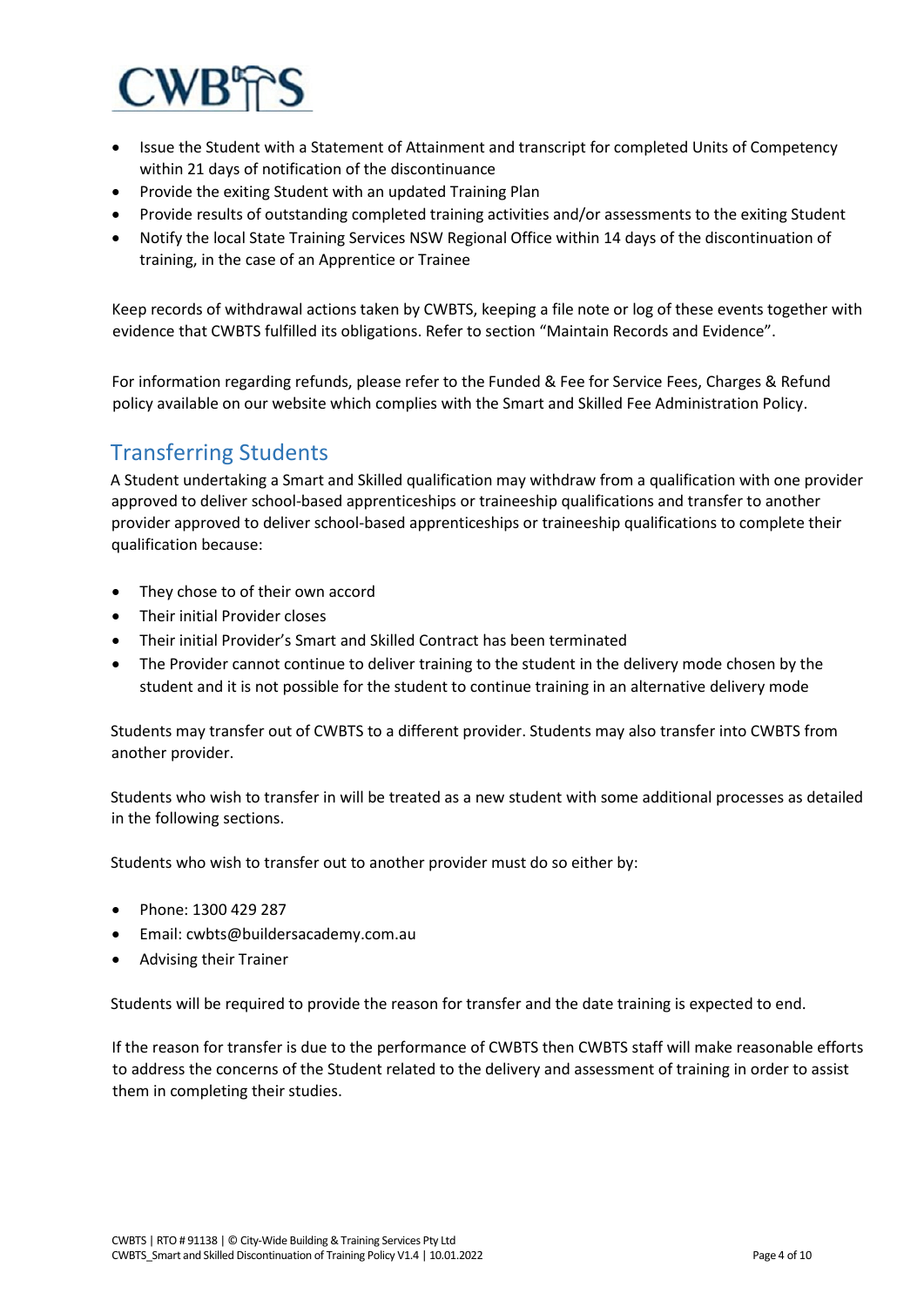- Issue the Student with a Statement of Attainment and transcript for completed Units of Competency within 21 days of notification of the discontinuance
- Provide the exiting Student with an updated Training Plan
- Provide results of outstanding completed training activities and/or assessments to the exiting Student
- Notify the local State Training Services NSW Regional Office within 14 days of the discontinuation of training, in the case of an Apprentice or Trainee

Keep records of withdrawal actions taken by CWBTS, keeping a file note or log of these events together with evidence that CWBTS fulfilled its obligations. Refer to section "Maintain Records and Evidence".

For information regarding refunds, please refer to the Funded & Fee for Service Fees, Charges & Refund policy available on our website which complies with the Smart and Skilled Fee Administration Policy.

## Transferring Students

A Student undertaking a Smart and Skilled qualification may withdraw from a qualification with one provider approved to deliver school-based apprenticeships or traineeship qualifications and transfer to another provider approved to deliver school-based apprenticeships or traineeship qualifications to complete their qualification because:

- They chose to of their own accord
- Their initial Provider closes
- Their initial Provider's Smart and Skilled Contract has been terminated
- The Provider cannot continue to deliver training to the student in the delivery mode chosen by the student and it is not possible for the student to continue training in an alternative delivery mode

Students may transfer out of CWBTS to a different provider. Students may also transfer into CWBTS from another provider.

Students who wish to transfer in will be treated as a new student with some additional processes as detailed in the following sections.

Students who wish to transfer out to another provider must do so either by:

- Phone: 1300 429 287
- Email: cwbts@buildersacademy.com.au
- Advising their Trainer

Students will be required to provide the reason for transfer and the date training is expected to end.

If the reason for transfer is due to the performance of CWBTS then CWBTS staff will make reasonable efforts to address the concerns of the Student related to the delivery and assessment of training in order to assist them in completing their studies.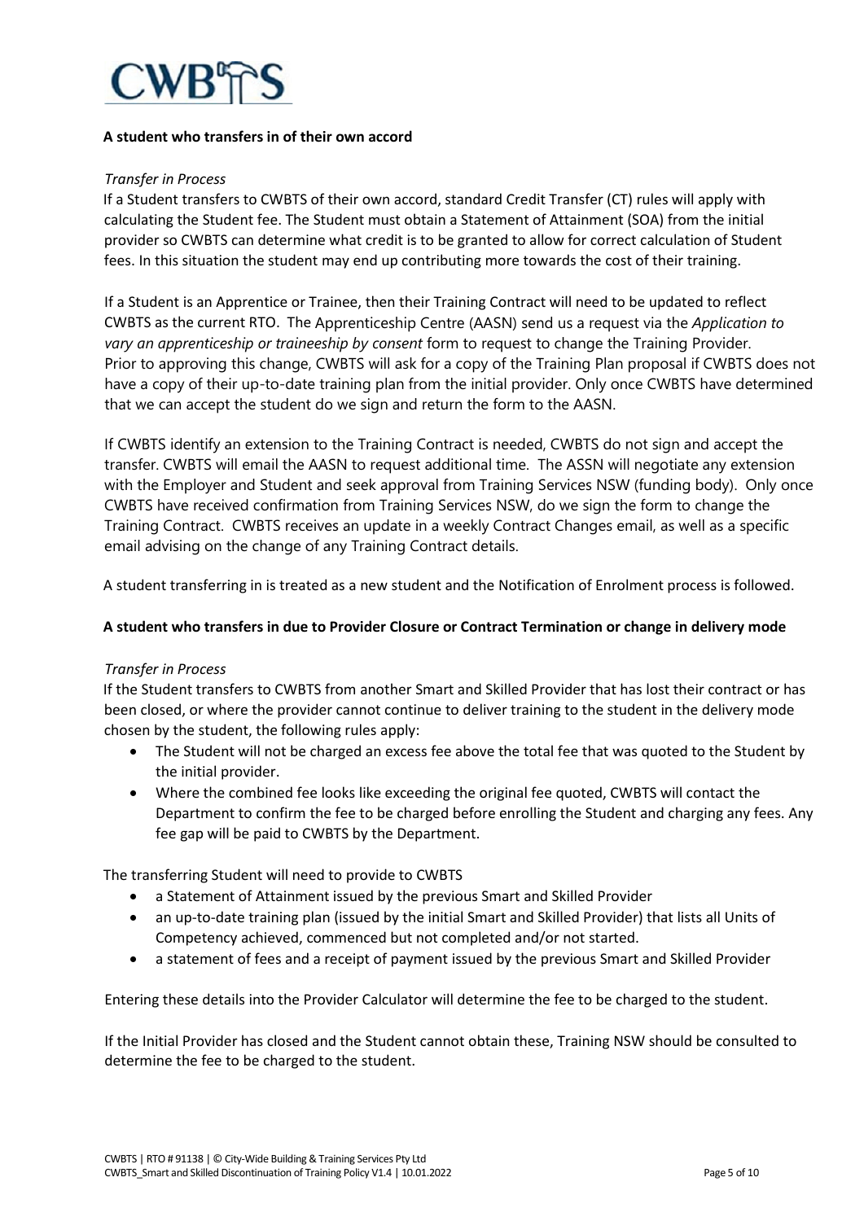**A student who transfers in of their own accord**

*Transfer in Process*

If a Student transfers to CWBTS of their own accord, standard Credit Transfer (CT) rules will apply with calculating the Student fee. The Student must obtain a Statement of Attainment (SOA) from the initial provider so CWBTS can determine what credit is to be granted to allow for correct calculation of Student fees. In this situation the student may end up contributing more towards the cost of their training.

If a Student is an Apprentice or Trainee, then their Training Contract will need to be updated to reflect CWBTS as the current RTO. The Apprenticeship Centre (AASN) send us a request via the *Application to vary an apprenticeship or traineeship by consent* form to request to change the Training Provider. Prior to approving this change, CWBTS will ask for a copy of the Training Plan proposal if CWBTS does not have a copy of their up-to-date training plan from the initial provider. Only once CWBTS have determined that we can accept the student do we sign and return the form to the AASN.

If CWBTS identify an extension to the Training Contract is needed, CWBTS do not sign and accept the transfer. CWBTS will email the AASN to request additional time. The ASSN will negotiate any extension with the Employer and Student and seek approval from Training Services NSW (funding body). Only once CWBTS have received confirmation from Training Services NSW, do we sign the form to change the Training Contract. CWBTS receives an update in a weekly Contract Changes email, as well as a specific email advising on the change of any Training Contract details.

A student transferring in is treated as a new student and the Notification of Enrolment process is followed.

**A student who transfers in due to Provider Closure or Contract Termination or change in delivery mode**

*Transfer in Process*

If the Student transfers to CWBTS from another Smart and Skilled Provider that has lost their contract or has been closed, or where the provider cannot continue to deliver training to the student in the delivery mode chosen by the student, the following rules apply:

- The Student will not be charged an excess fee above the total fee that was quoted to the Student by the initial provider.
- Where the combined fee looks like exceeding the original fee quoted, CWBTS will contact the Department to confirm the fee to be charged before enrolling the Student and charging any fees. Any fee gap will be paid to CWBTS by the Department.

The transferring Student will need to provide to CWBTS

- a Statement of Attainment issued by the previous Smart and Skilled Provider
- an up-to-date training plan (issued by the initial Smart and Skilled Provider) that lists all Units of Competency achieved, commenced but not completed and/or not started.
- a statement of fees and a receipt of payment issued by the previous Smart and Skilled Provider

Entering these details into the Provider Calculator will determine the fee to be charged to the student.

If the Initial Provider has closed and the Student cannot obtain these, Training NSW should be consulted to determine the fee to be charged to the student.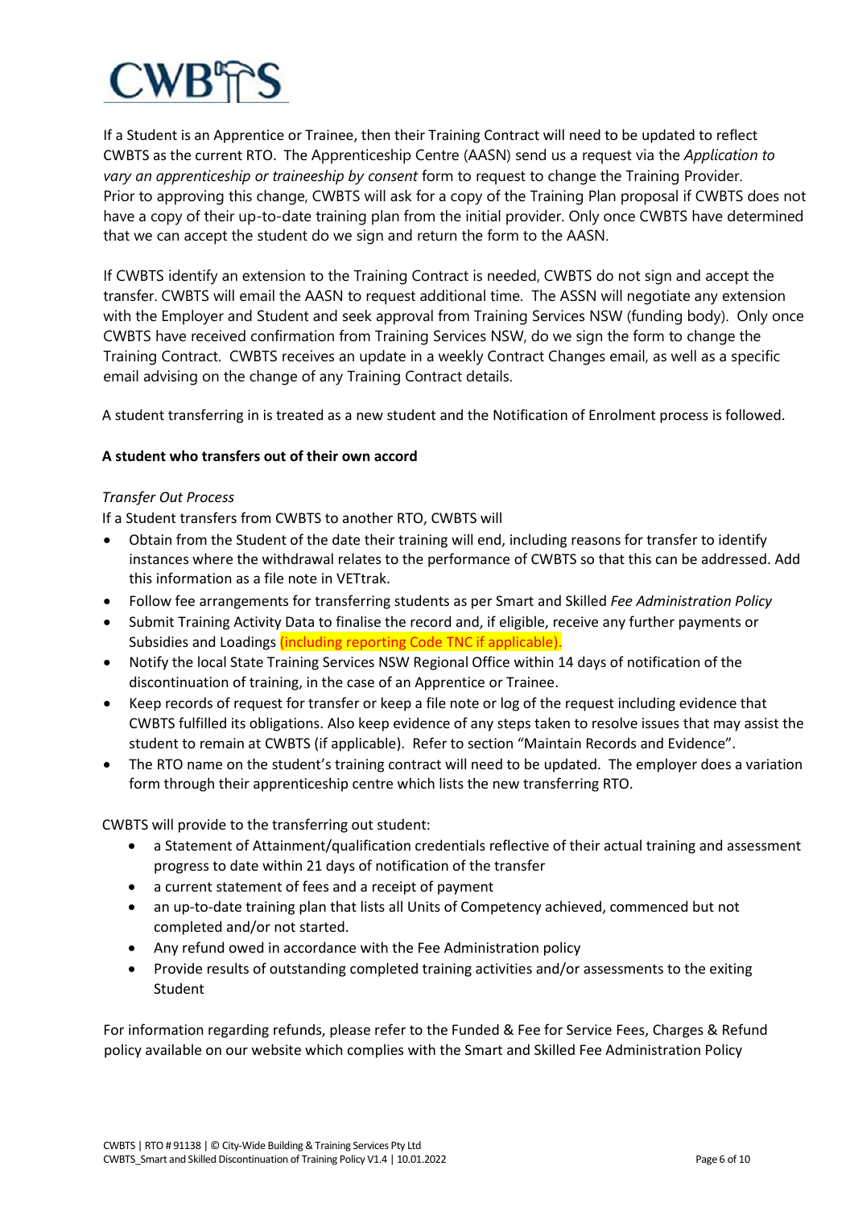If a Student is an Apprentice or Trainee, then their Training Contract will need to be updated to reflect CWBTS as the current RTO. The Apprenticeship Centre (AASN) send us a request via the *Application to vary an apprenticeship or traineeship by consent* form to request to change the Training Provider. Prior to approving this change, CWBTS will ask for a copy of the Training Plan proposal if CWBTS does not have a copy of their up-to-date training plan from the initial provider. Only once CWBTS have determined that we can accept the student do we sign and return the form to the AASN.

If CWBTS identify an extension to the Training Contract is needed, CWBTS do not sign and accept the transfer. CWBTS will email the AASN to request additional time. The ASSN will negotiate any extension with the Employer and Student and seek approval from Training Services NSW (funding body). Only once CWBTS have received confirmation from Training Services NSW, do we sign the form to change the Training Contract. CWBTS receives an update in a weekly Contract Changes email, as well as a specific email advising on the change of any Training Contract details.

A student transferring in is treated as a new student and the Notification of Enrolment process is followed.

**A student who transfers out of their own accord**

*Transfer Out Process*

If a Student transfers from CWBTS to another RTO, CWBTS will

- Obtain from the Student of the date their training will end, including reasons for transfer to identify instances where the withdrawal relates to the performance of CWBTS so that this can be addressed. Add this information as a file note in VETtrak.
- Follow fee arrangements for transferring students as per Smart and Skilled *Fee Administration Policy*
- Submit Training Activity Data to finalise the record and, if eligible, receive any further payments or Subsidies and Loadings (including reporting Code TNC if applicable).
- Notify the local State Training Services NSW Regional Office within 14 days of notification of the discontinuation of training, in the case of an Apprentice or Trainee.
- Keep records of request for transfer or keep a file note or log of the request including evidence that CWBTS fulfilled its obligations. Also keep evidence of any steps taken to resolve issues that may assist the student to remain at CWBTS (if applicable). Refer to section "Maintain Records and Evidence".
- The RTO name on the student's training contract will need to be updated. The employer does a variation form through their apprenticeship centre which lists the new transferring RTO.

CWBTS will provide to the transferring out student:

- a Statement of Attainment/qualification credentials reflective of their actual training and assessment progress to date within 21 days of notification of the transfer
- a current statement of fees and a receipt of payment
- an up-to-date training plan that lists all Units of Competency achieved, commenced but not completed and/or not started.
- Any refund owed in accordance with the Fee Administration policy
- Provide results of outstanding completed training activities and/or assessments to the exiting Student

For information regarding refunds, please refer to the Funded & Fee for Service Fees, Charges & Refund policy available on our website which complies with the Smart and Skilled Fee Administration Policy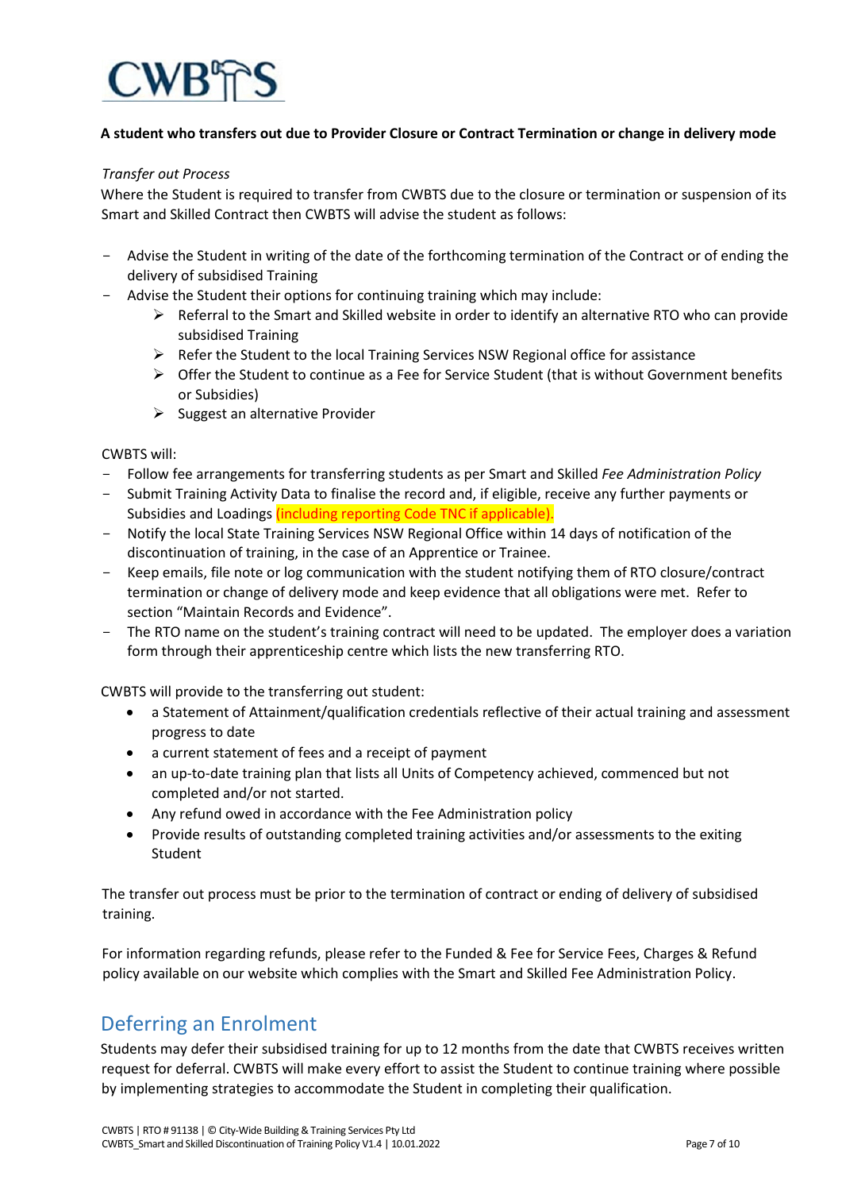**A student who transfers out due to Provider Closure or Contract Termination or change in delivery mode**

*Transfer out Process*

Where the Student is required to transfer from CWBTS due to the closure or termination or suspension of its Smart and Skilled Contract then CWBTS will advise the student as follows:

- Advise the Student in writing of the date of the forthcoming termination of the Contract or of ending the delivery of subsidised Training
- Advise the Student their options for continuing training which may include:
  - Referral to the Smart and Skilled website in order to identify an alternative RTO who can provide subsidised Training
  - Refer the Student to the local Training Services NSW Regional office for assistance
  - Offer the Student to continue as a Fee for Service Student (that is without Government benefits or Subsidies)
  - Suggest an alternative Provider

CWBTS will:

- Follow fee arrangements for transferring students as per Smart and Skilled *Fee Administration Policy*
- Submit Training Activity Data to finalise the record and, if eligible, receive any further payments or Subsidies and Loadings (including reporting Code TNC if applicable).
- Notify the local State Training Services NSW Regional Office within 14 days of notification of the discontinuation of training, in the case of an Apprentice or Trainee.
- Keep emails, file note or log communication with the student notifying them of RTO closure/contract termination or change of delivery mode and keep evidence that all obligations were met. Refer to section "Maintain Records and Evidence".
- The RTO name on the student's training contract will need to be updated. The employer does a variation form through their apprenticeship centre which lists the new transferring RTO.

CWBTS will provide to the transferring out student:

- a Statement of Attainment/qualification credentials reflective of their actual training and assessment progress to date
- a current statement of fees and a receipt of payment
- an up-to-date training plan that lists all Units of Competency achieved, commenced but not completed and/or not started.
- Any refund owed in accordance with the Fee Administration policy
- Provide results of outstanding completed training activities and/or assessments to the exiting Student

The transfer out process must be prior to the termination of contract or ending of delivery of subsidised training.

For information regarding refunds, please refer to the Funded & Fee for Service Fees, Charges & Refund policy available on our website which complies with the Smart and Skilled Fee Administration Policy.

## Deferring an Enrolment

Students may defer their subsidised training for up to 12 months from the date that CWBTS receives written request for deferral. CWBTS will make every effort to assist the Student to continue training where possible by implementing strategies to accommodate the Student in completing their qualification.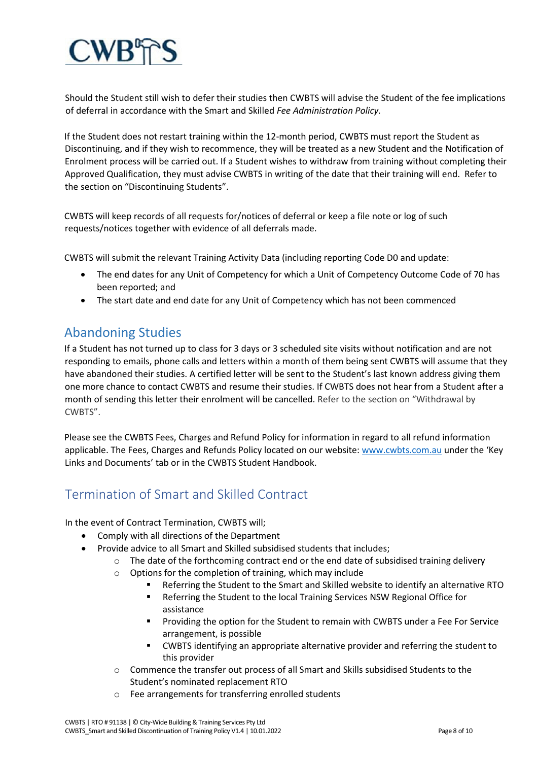Should the Student still wish to defer their studies then CWBTS will advise the Student of the fee implications of deferral in accordance with the Smart and Skilled *Fee Administration Policy.*

If the Student does not restart training within the 12-month period, CWBTS must report the Student as Discontinuing, and if they wish to recommence, they will be treated as a new Student and the Notification of Enrolment process will be carried out. If a Student wishes to withdraw from training without completing their Approved Qualification, they must advise CWBTS in writing of the date that their training will end. Refer to the section on "Discontinuing Students".

CWBTS will keep records of all requests for/notices of deferral or keep a file note or log of such requests/notices together with evidence of all deferrals made.

CWBTS will submit the relevant Training Activity Data (including reporting Code D0 and update:

- The end dates for any Unit of Competency for which a Unit of Competency Outcome Code of 70 has been reported; and
- The start date and end date for any Unit of Competency which has not been commenced

## Abandoning Studies

If a Student has not turned up to class for 3 days or 3 scheduled site visits without notification and are not responding to emails, phone calls and letters within a month of them being sent CWBTS will assume that they have abandoned their studies. A certified letter will be sent to the Student's last known address giving them one more chance to contact CWBTS and resume their studies. If CWBTS does not hear from a Student after a month of sending this letter their enrolment will be cancelled. Refer to the section on "Withdrawal by CWBTS".

Please see the CWBTS Fees, Charges and Refund Policy for information in regard to all refund information applicable. The Fees, Charges and Refunds Policy located on our website: [www.cwbts.com.au](http://www.cwbts.com.au) under the 'Key Links and Documents' tab or in the CWBTS Student Handbook.

## Termination of Smart and Skilled Contract

In the event of Contract Termination, CWBTS will;

- Comply with all directions of the Department
- Provide advice to all Smart and Skilled subsidised students that includes;
  - The date of the forthcoming contract end or the end date of subsidised training delivery
  - Options for the completion of training, which may include
    - Referring the Student to the Smart and Skilled website to identify an alternative RTO
    - Referring the Student to the local Training Services NSW Regional Office for assistance
    - Providing the option for the Student to remain with CWBTS under a Fee For Service arrangement, is possible
    - CWBTS identifying an appropriate alternative provider and referring the student to this provider
  - Commence the transfer out process of all Smart and Skills subsidised Students to the Student's nominated replacement RTO
  - Fee arrangements for transferring enrolled students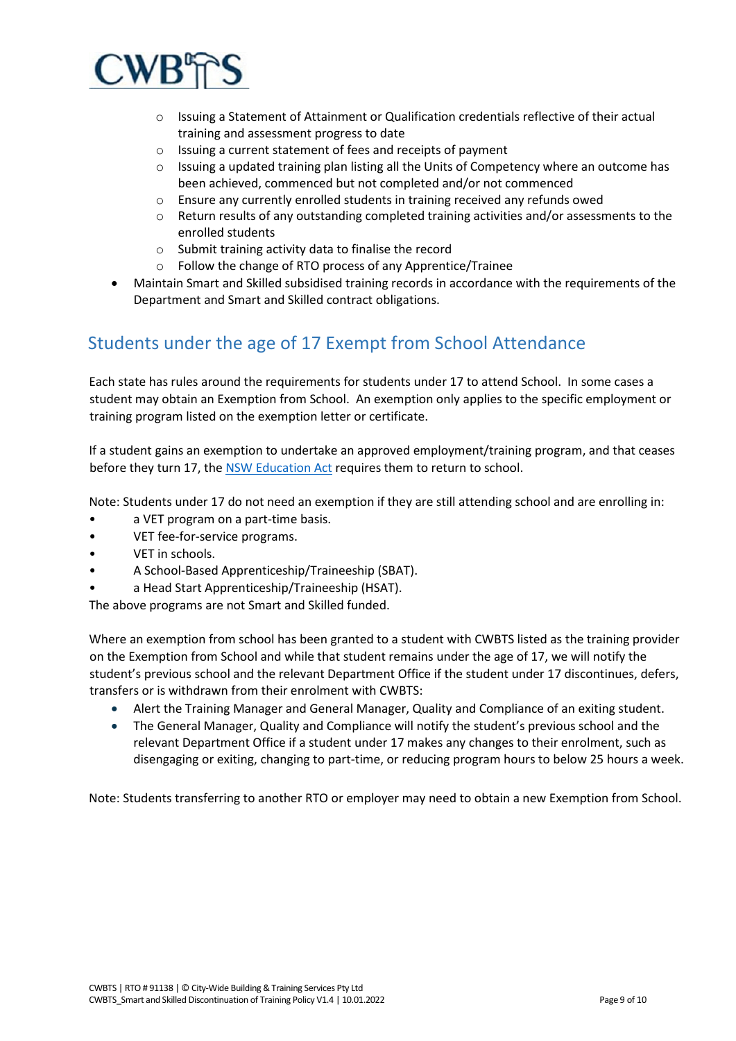- Issuing a Statement of Attainment or Qualification credentials reflective of their actual training and assessment progress to date
  - Issuing a current statement of fees and receipts of payment
  - Issuing a updated training plan listing all the Units of Competency where an outcome has been achieved, commenced but not completed and/or not commenced
  - Ensure any currently enrolled students in training received any refunds owed
  - Return results of any outstanding completed training activities and/or assessments to the enrolled students
  - Submit training activity data to finalise the record
  - Follow the change of RTO process of any Apprentice/Trainee
- Maintain Smart and Skilled subsidised training records in accordance with the requirements of the Department and Smart and Skilled contract obligations.

## Students under the age of 17 Exempt from School Attendance

Each state has rules around the requirements for students under 17 to attend School. In some cases a student may obtain an Exemption from School. An exemption only applies to the specific employment or training program listed on the exemption letter or certificate.

If a student gains an exemption to undertake an approved employment/training program, and that ceases before they turn 17, the NSW Education Act requires them to return to school.

Note: Students under 17 do not need an exemption if they are still attending school and are enrolling in:

- a VET program on a part-time basis.
- VET fee-for-service programs.
- VET in schools.
- A School-Based Apprenticeship/Traineeship (SBAT).
- a Head Start Apprenticeship/Traineeship (HSAT).

The above programs are not Smart and Skilled funded.

Where an exemption from school has been granted to a student with CWBTS listed as the training provider on the Exemption from School and while that student remains under the age of 17, we will notify the student's previous school and the relevant Department Office if the student under 17 discontinues, defers, transfers or is withdrawn from their enrolment with CWBTS:

- Alert the Training Manager and General Manager, Quality and Compliance of an exiting student.
- The General Manager, Quality and Compliance will notify the student's previous school and the relevant Department Office if a student under 17 makes any changes to their enrolment, such as disengaging or exiting, changing to part-time, or reducing program hours to below 25 hours a week.

Note: Students transferring to another RTO or employer may need to obtain a new Exemption from School.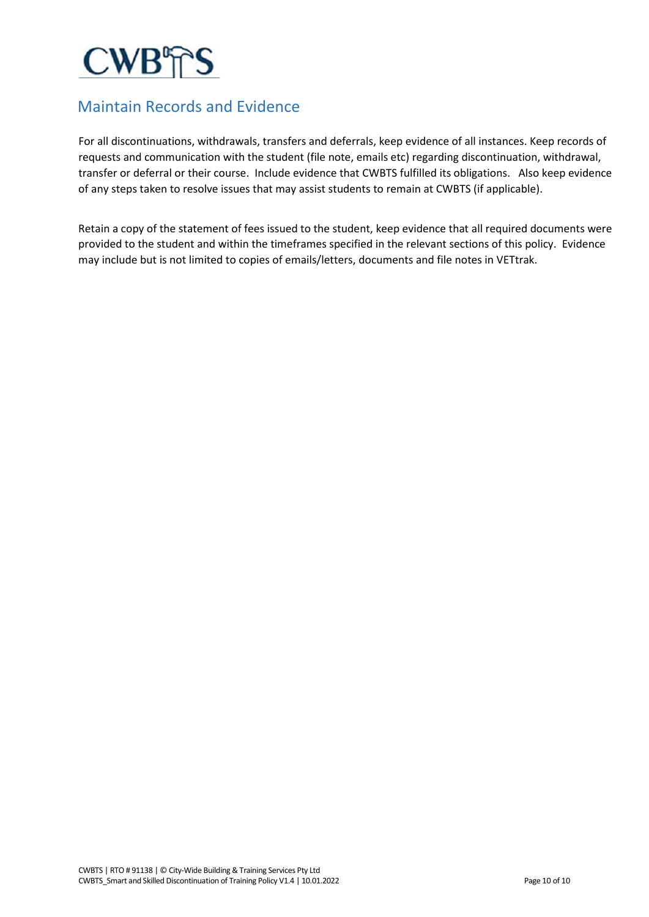## Maintain Records and Evidence

For all discontinuations, withdrawals, transfers and deferrals, keep evidence of all instances. Keep records of requests and communication with the student (file note, emails etc) regarding discontinuation, withdrawal, transfer or deferral or their course. Include evidence that CWBTS fulfilled its obligations. Also keep evidence of any steps taken to resolve issues that may assist students to remain at CWBTS (if applicable).

Retain a copy of the statement of fees issued to the student, keep evidence that all required documents were provided to the student and within the timeframes specified in the relevant sections of this policy. Evidence may include but is not limited to copies of emails/letters, documents and file notes in VETtrak.